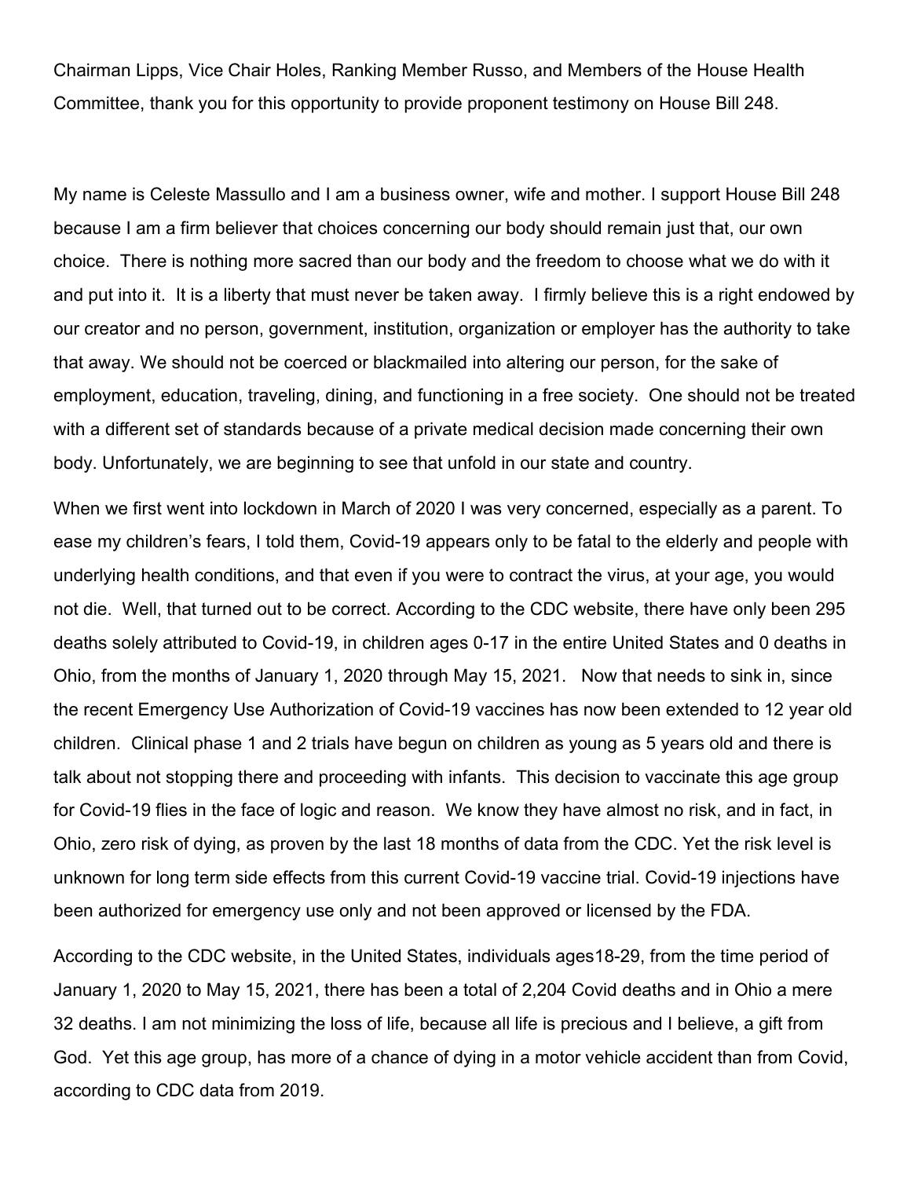Chairman Lipps, Vice Chair Holes, Ranking Member Russo, and Members of the House Health Committee, thank you for this opportunity to provide proponent testimony on House Bill 248.

My name is Celeste Massullo and I am a business owner, wife and mother. I support House Bill 248 because I am a firm believer that choices concerning our body should remain just that, our own choice. There is nothing more sacred than our body and the freedom to choose what we do with it and put into it. It is a liberty that must never be taken away. I firmly believe this is a right endowed by our creator and no person, government, institution, organization or employer has the authority to take that away. We should not be coerced or blackmailed into altering our person, for the sake of employment, education, traveling, dining, and functioning in a free society. One should not be treated with a different set of standards because of a private medical decision made concerning their own body. Unfortunately, we are beginning to see that unfold in our state and country.

When we first went into lockdown in March of 2020 I was very concerned, especially as a parent. To ease my children's fears, I told them, Covid-19 appears only to be fatal to the elderly and people with underlying health conditions, and that even if you were to contract the virus, at your age, you would not die. Well, that turned out to be correct. According to the CDC website, there have only been 295 deaths solely attributed to Covid-19, in children ages 0-17 in the entire United States and 0 deaths in Ohio, from the months of January 1, 2020 through May 15, 2021. Now that needs to sink in, since the recent Emergency Use Authorization of Covid-19 vaccines has now been extended to 12 year old children. Clinical phase 1 and 2 trials have begun on children as young as 5 years old and there is talk about not stopping there and proceeding with infants. This decision to vaccinate this age group for Covid-19 flies in the face of logic and reason. We know they have almost no risk, and in fact, in Ohio, zero risk of dying, as proven by the last 18 months of data from the CDC. Yet the risk level is unknown for long term side effects from this current Covid-19 vaccine trial. Covid-19 injections have been authorized for emergency use only and not been approved or licensed by the FDA.

According to the CDC website, in the United States, individuals ages18-29, from the time period of January 1, 2020 to May 15, 2021, there has been a total of 2,204 Covid deaths and in Ohio a mere 32 deaths. I am not minimizing the loss of life, because all life is precious and I believe, a gift from God. Yet this age group, has more of a chance of dying in a motor vehicle accident than from Covid, according to CDC data from 2019.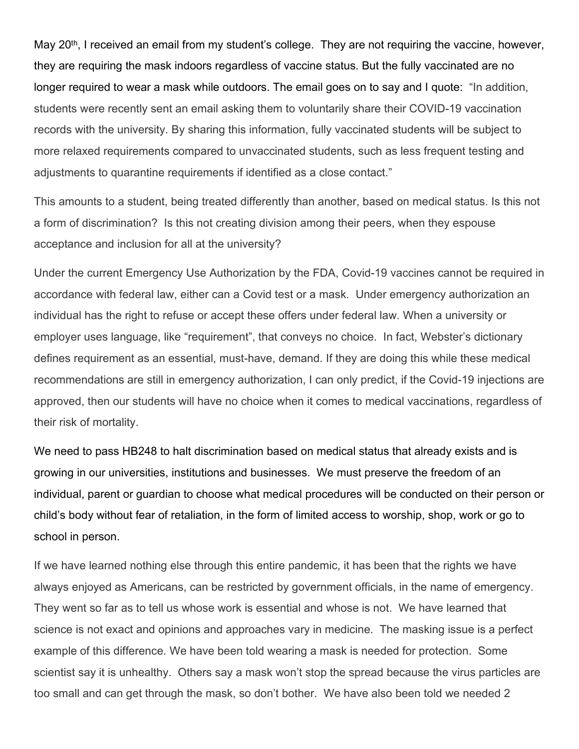May 20th, I received an email from my student's college. They are not requiring the vaccine, however, they are requiring the mask indoors regardless of vaccine status. But the fully vaccinated are no longer required to wear a mask while outdoors. The email goes on to say and I quote: "In addition, students were recently sent an email asking them to voluntarily share their COVID-19 vaccination records with the university. By sharing this information, fully vaccinated students will be subject to more relaxed requirements compared to unvaccinated students, such as less frequent testing and adjustments to quarantine requirements if identified as a close contact."

This amounts to a student, being treated differently than another, based on medical status. Is this not a form of discrimination? Is this not creating division among their peers, when they espouse acceptance and inclusion for all at the university?

Under the current Emergency Use Authorization by the FDA, Covid-19 vaccines cannot be required in accordance with federal law, either can a Covid test or a mask. Under emergency authorization an individual has the right to refuse or accept these offers under federal law. When a university or employer uses language, like "requirement", that conveys no choice. In fact, Webster's dictionary defines requirement as an essential, must-have, demand. If they are doing this while these medical recommendations are still in emergency authorization, I can only predict, if the Covid-19 injections are approved, then our students will have no choice when it comes to medical vaccinations, regardless of their risk of mortality.

We need to pass HB248 to halt discrimination based on medical status that already exists and is growing in our universities, institutions and businesses. We must preserve the freedom of an individual, parent or guardian to choose what medical procedures will be conducted on their person or child's body without fear of retaliation, in the form of limited access to worship, shop, work or go to school in person.

If we have learned nothing else through this entire pandemic, it has been that the rights we have always enjoyed as Americans, can be restricted by government officials, in the name of emergency. They went so far as to tell us whose work is essential and whose is not. We have learned that science is not exact and opinions and approaches vary in medicine. The masking issue is a perfect example of this difference. We have been told wearing a mask is needed for protection. Some scientist say it is unhealthy. Others say a mask won't stop the spread because the virus particles are too small and can get through the mask, so don't bother. We have also been told we needed 2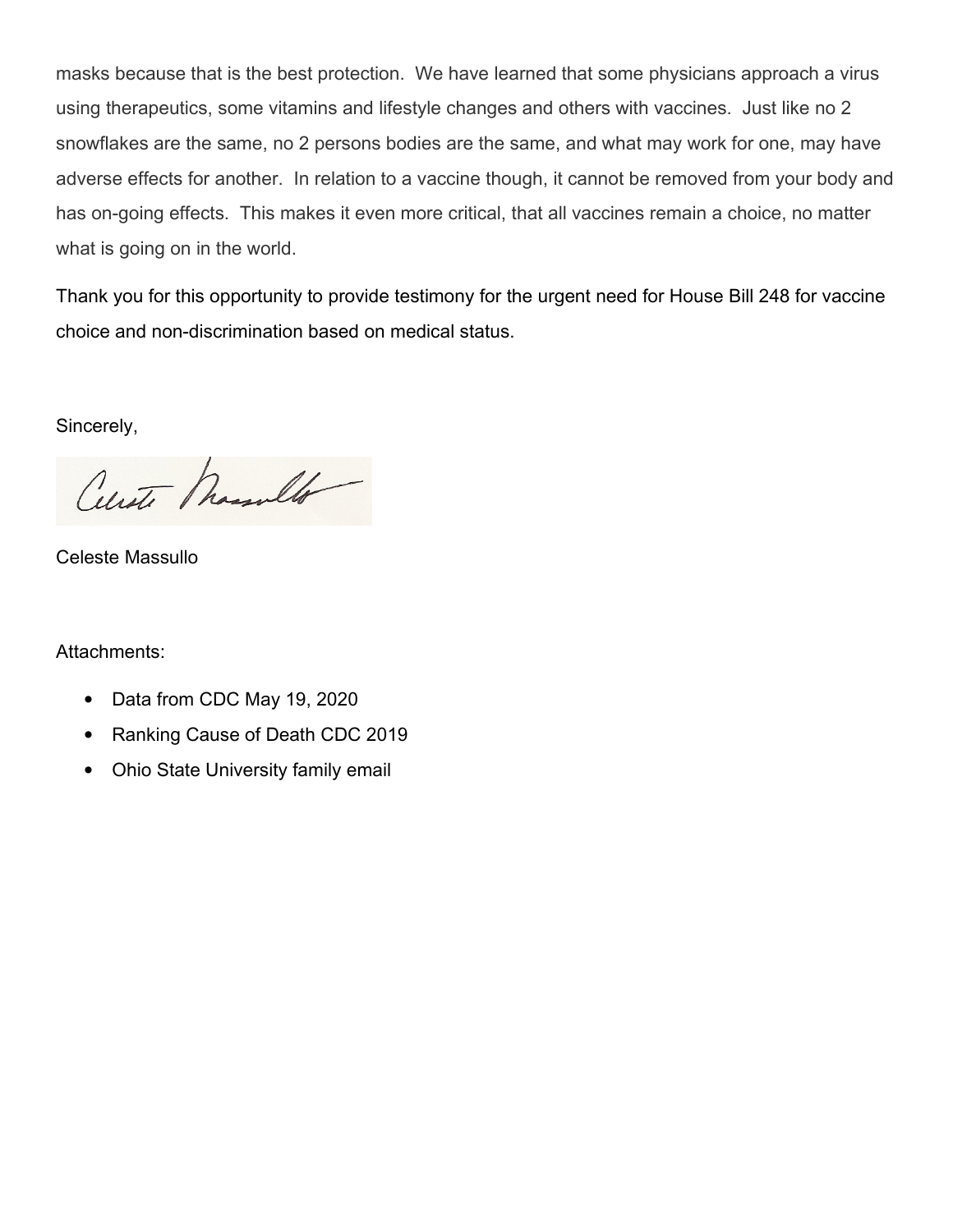masks because that is the best protection. We have learned that some physicians approach a virus using therapeutics, some vitamins and lifestyle changes and others with vaccines. Just like no 2 snowflakes are the same, no 2 persons bodies are the same, and what may work for one, may have adverse effects for another. In relation to a vaccine though, it cannot be removed from your body and has on-going effects. This makes it even more critical, that all vaccines remain a choice, no matter what is going on in the world.

Thank you for this opportunity to provide testimony for the urgent need for House Bill 248 for vaccine choice and non-discrimination based on medical status.

Sincerely,

Celeste Massullo

Attachments:

- Data from CDC May 19, 2020
- Ranking Cause of Death CDC 2019
- Ohio State University family email